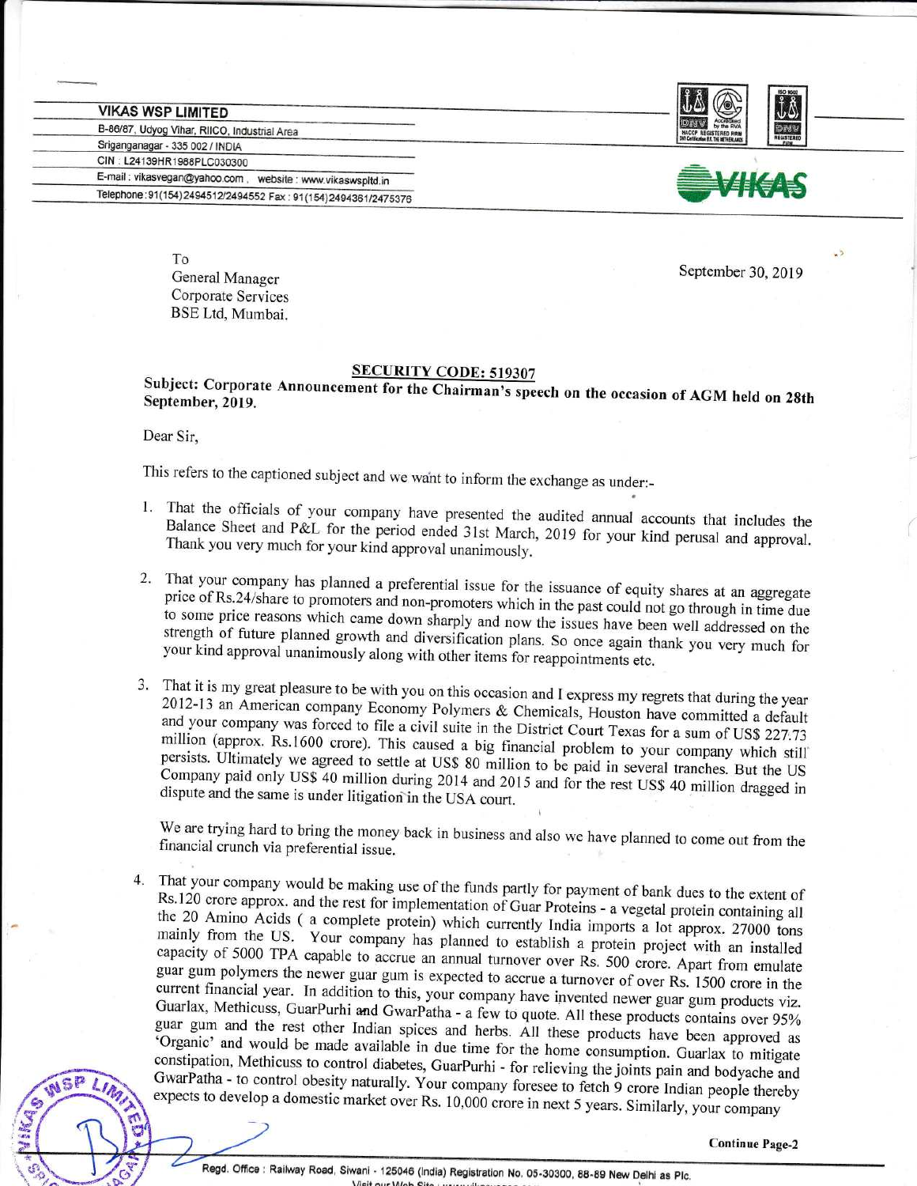**VIKAS WSP LIMITED**

B-86/87, Udyog Vihar, RIICO, Industrial Area

Sriganganagar - 335 002 / INDIA

CIN : L24139HR1988PLC030300

E-mail : vikasvegan@yahoo.com , website : www.vikaswspltd.in

Telephone : 91(154)2494512/2494552 Fax : 91(154)2494361/2475376

To
General Manager
Corporate Services
BSE Ltd, Mumbai.

September 30, 2019

**SECURITY CODE: 519307**

**Subject: Corporate Announcement for the Chairman's speech on the occasion of AGM held on 28th September, 2019.**

Dear Sir,

This refers to the captioned subject and we want to inform the exchange as under:-

1. That the officials of your company have presented the audited annual accounts that includes the Balance Sheet and P&L for the period ended 31st March, 2019 for your kind perusal and approval. Thank you very much for your kind approval unanimously.

2. That your company has planned a preferential issue for the issuance of equity shares at an aggregate price of Rs.24/share to promoters and non-promoters which in the past could not go through in time due to some price reasons which came down sharply and now the issues have been well addressed on the strength of future planned growth and diversification plans. So once again thank you very much for your kind approval unanimously along with other items for reappointments etc.

3. That it is my great pleasure to be with you on this occasion and I express my regrets that during the year 2012-13 an American company Economy Polymers & Chemicals, Houston have committed a default and your company was forced to file a civil suite in the District Court Texas for a sum of US$ 227.73 million (approx. Rs.1600 crore). This caused a big financial problem to your company which still persists. Ultimately we agreed to settle at US$ 80 million to be paid in several tranches. But the US Company paid only US$ 40 million during 2014 and 2015 and for the rest US$ 40 million dragged in dispute and the same is under litigation in the USA court.

   We are trying hard to bring the money back in business and also we have planned to come out from the financial crunch via preferential issue.

4. That your company would be making use of the funds partly for payment of bank dues to the extent of Rs.120 crore approx. and the rest for implementation of Guar Proteins - a vegetal protein containing all the 20 Amino Acids ( a complete protein) which currently India imports a lot approx. 27000 tons mainly from the US. Your company has planned to establish a protein project with an installed capacity of 5000 TPA capable to accrue an annual turnover over Rs. 500 crore. Apart from emulate guar gum polymers the newer guar gum is expected to accrue a turnover of over Rs. 1500 crore in the current financial year. In addition to this, your company have invented newer guar gum products viz. Guarlax, Methicuss, GuarPurhi and GwarPatha - a few to quote. All these products contains over 95% guar gum and the rest other Indian spices and herbs. All these products have been approved as 'Organic' and would be made available in due time for the home consumption. Guarlax to mitigate constipation, Methicuss to control diabetes, GuarPurhi - for relieving the joints pain and bodyache and GwarPatha - to control obesity naturally. Your company foresee to fetch 9 crore Indian people thereby expects to develop a domestic market over Rs. 10,000 crore in next 5 years. Similarly, your company

**Continue Page-2**

Regd. Office : Railway Road, Siwani - 125046 (India) Registration No. 05-30300, 88-89 New Delhi as Plc.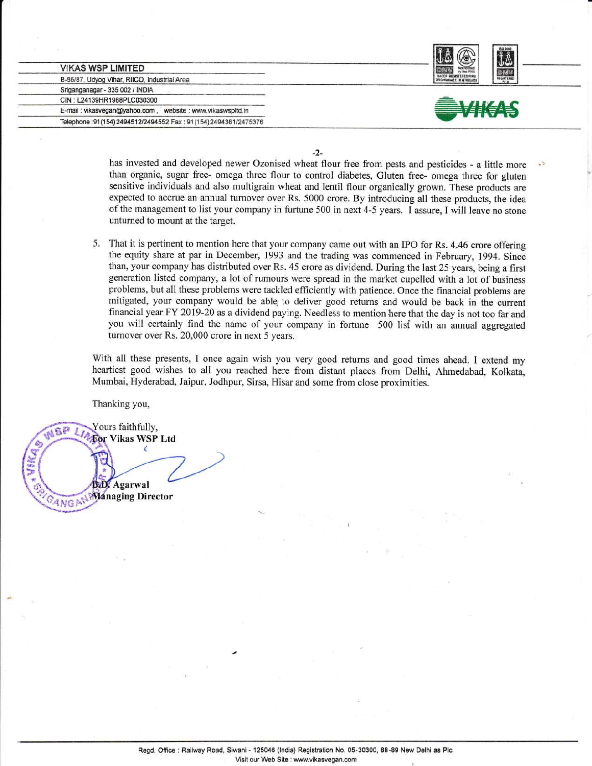has invested and developed newer Ozonised wheat flour free from pests and pesticides - a little more than organic, sugar free- omega three flour to control diabetes, Gluten free- omega three for gluten sensitive individuals and also multigrain wheat and lentil flour organically grown. These products are expected to accrue an annual turnover over Rs. 5000 crore. By introducing all these products, the idea of the management to list your company in furtune 500 in next 4-5 years. I assure, I will leave no stone unturned to mount at the target.

5. That it is pertinent to mention here that your company came out with an IPO for Rs. 4.46 crore offering the equity share at par in December, 1993 and the trading was commenced in February, 1994. Since than, your company has distributed over Rs. 45 crore as dividend. During the last 25 years, being a first generation listed company, a lot of rumours were spread in the market cupelled with a lot of business problems, but all these problems were tackled efficiently with patience. Once the financial problems are mitigated, your company would be able to deliver good returns and would be back in the current financial year FY 2019-20 as a dividend paying. Needless to mention here that the day is not too far and you will certainly find the name of your company in fortune 500 list with an annual aggregated turnover over Rs. 20,000 crore in next 5 years.

With all these presents, I once again wish you very good returns and good times ahead. I extend my heartiest good wishes to all you reached here from distant places from Delhi, Ahmedabad, Kolkata, Mumbai, Hyderabad, Jaipur, Jodhpur, Sirsa, Hisar and some from close proximities.

Thanking you,

Yours faithfully,
**For Vikas WSP Ltd**

**B.D. Agarwal**
**Managing Director**